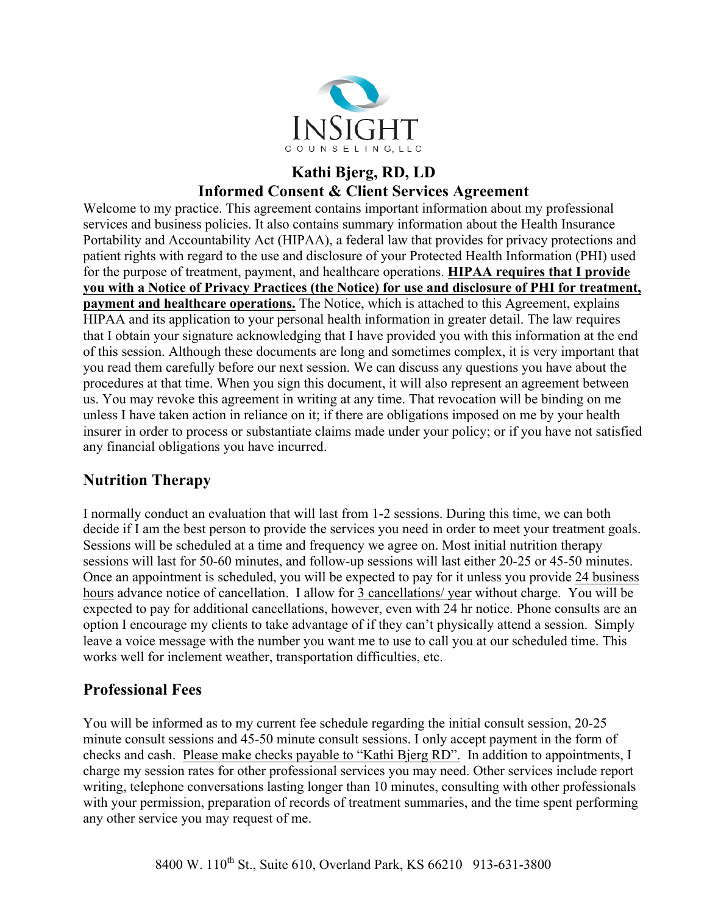InSight Counseling, LLC

# Kathi Bjerg, RD, LD
# Informed Consent & Client Services Agreement

Welcome to my practice. This agreement contains important information about my professional services and business policies. It also contains summary information about the Health Insurance Portability and Accountability Act (HIPAA), a federal law that provides for privacy protections and patient rights with regard to the use and disclosure of your Protected Health Information (PHI) used for the purpose of treatment, payment, and healthcare operations. **HIPAA requires that I provide you with a Notice of Privacy Practices (the Notice) for use and disclosure of PHI for treatment, payment and healthcare operations.** The Notice, which is attached to this Agreement, explains HIPAA and its application to your personal health information in greater detail. The law requires that I obtain your signature acknowledging that I have provided you with this information at the end of this session. Although these documents are long and sometimes complex, it is very important that you read them carefully before our next session. We can discuss any questions you have about the procedures at that time. When you sign this document, it will also represent an agreement between us. You may revoke this agreement in writing at any time. That revocation will be binding on me unless I have taken action in reliance on it; if there are obligations imposed on me by your health insurer in order to process or substantiate claims made under your policy; or if you have not satisfied any financial obligations you have incurred.

## Nutrition Therapy

I normally conduct an evaluation that will last from 1-2 sessions. During this time, we can both decide if I am the best person to provide the services you need in order to meet your treatment goals. Sessions will be scheduled at a time and frequency we agree on. Most initial nutrition therapy sessions will last for 50-60 minutes, and follow-up sessions will last either 20-25 or 45-50 minutes. Once an appointment is scheduled, you will be expected to pay for it unless you provide 24 business hours advance notice of cancellation. I allow for 3 cancellations/ year without charge. You will be expected to pay for additional cancellations, however, even with 24 hr notice. Phone consults are an option I encourage my clients to take advantage of if they can't physically attend a session. Simply leave a voice message with the number you want me to use to call you at our scheduled time. This works well for inclement weather, transportation difficulties, etc.

## Professional Fees

You will be informed as to my current fee schedule regarding the initial consult session, 20-25 minute consult sessions and 45-50 minute consult sessions. I only accept payment in the form of checks and cash. Please make checks payable to "Kathi Bjerg RD". In addition to appointments, I charge my session rates for other professional services you may need. Other services include report writing, telephone conversations lasting longer than 10 minutes, consulting with other professionals with your permission, preparation of records of treatment summaries, and the time spent performing any other service you may request of me.

8400 W. 110th St., Suite 610, Overland Park, KS 66210 913-631-3800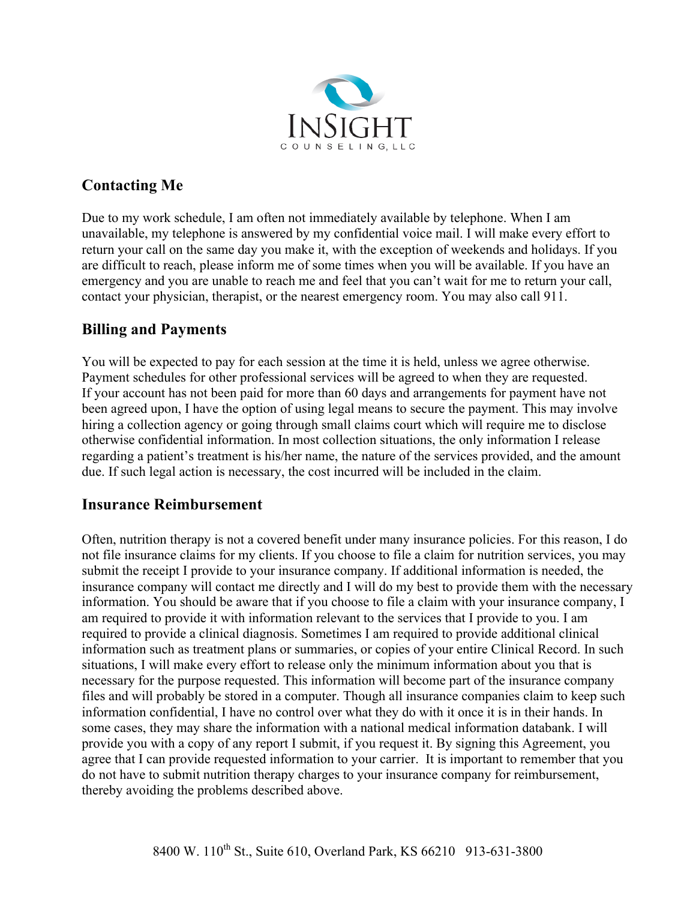## Contacting Me

Due to my work schedule, I am often not immediately available by telephone. When I am unavailable, my telephone is answered by my confidential voice mail. I will make every effort to return your call on the same day you make it, with the exception of weekends and holidays. If you are difficult to reach, please inform me of some times when you will be available. If you have an emergency and you are unable to reach me and feel that you can't wait for me to return your call, contact your physician, therapist, or the nearest emergency room. You may also call 911.

## Billing and Payments

You will be expected to pay for each session at the time it is held, unless we agree otherwise. Payment schedules for other professional services will be agreed to when they are requested. If your account has not been paid for more than 60 days and arrangements for payment have not been agreed upon, I have the option of using legal means to secure the payment. This may involve hiring a collection agency or going through small claims court which will require me to disclose otherwise confidential information. In most collection situations, the only information I release regarding a patient's treatment is his/her name, the nature of the services provided, and the amount due. If such legal action is necessary, the cost incurred will be included in the claim.

## Insurance Reimbursement

Often, nutrition therapy is not a covered benefit under many insurance policies. For this reason, I do not file insurance claims for my clients. If you choose to file a claim for nutrition services, you may submit the receipt I provide to your insurance company. If additional information is needed, the insurance company will contact me directly and I will do my best to provide them with the necessary information. You should be aware that if you choose to file a claim with your insurance company, I am required to provide it with information relevant to the services that I provide to you. I am required to provide a clinical diagnosis. Sometimes I am required to provide additional clinical information such as treatment plans or summaries, or copies of your entire Clinical Record. In such situations, I will make every effort to release only the minimum information about you that is necessary for the purpose requested. This information will become part of the insurance company files and will probably be stored in a computer. Though all insurance companies claim to keep such information confidential, I have no control over what they do with it once it is in their hands. In some cases, they may share the information with a national medical information databank. I will provide you with a copy of any report I submit, if you request it. By signing this Agreement, you agree that I can provide requested information to your carrier. It is important to remember that you do not have to submit nutrition therapy charges to your insurance company for reimbursement, thereby avoiding the problems described above.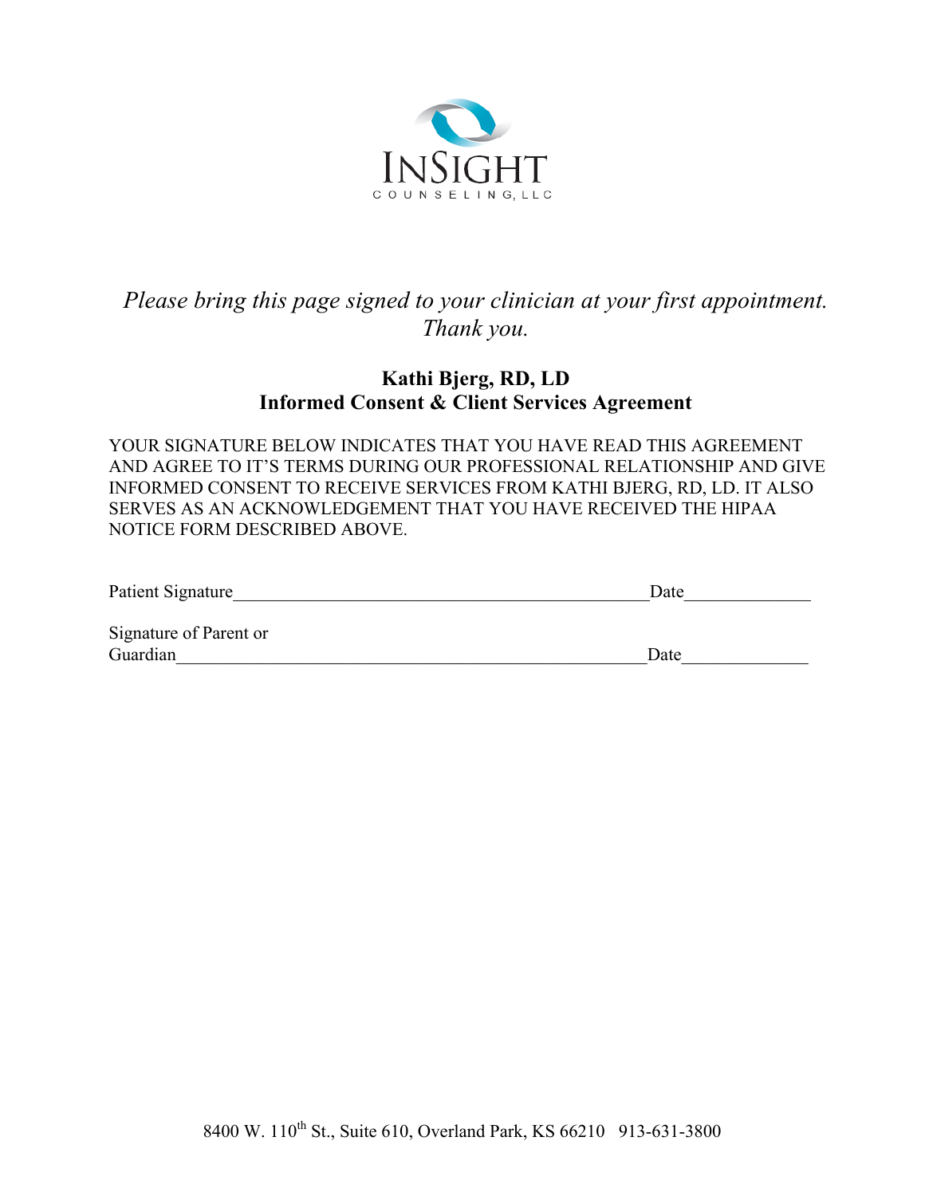INSIGHT
COUNSELING, LLC

*Please bring this page signed to your clinician at your first appointment. Thank you.*

**Kathi Bjerg, RD, LD**
**Informed Consent & Client Services Agreement**

YOUR SIGNATURE BELOW INDICATES THAT YOU HAVE READ THIS AGREEMENT AND AGREE TO IT'S TERMS DURING OUR PROFESSIONAL RELATIONSHIP AND GIVE INFORMED CONSENT TO RECEIVE SERVICES FROM KATHI BJERG, RD, LD. IT ALSO SERVES AS AN ACKNOWLEDGEMENT THAT YOU HAVE RECEIVED THE HIPAA NOTICE FORM DESCRIBED ABOVE.

Patient Signature_______________________________________________ Date______________

Signature of Parent or Guardian_____________________________________________________ Date______________

8400 W. 110th St., Suite 610, Overland Park, KS 66210 913-631-3800